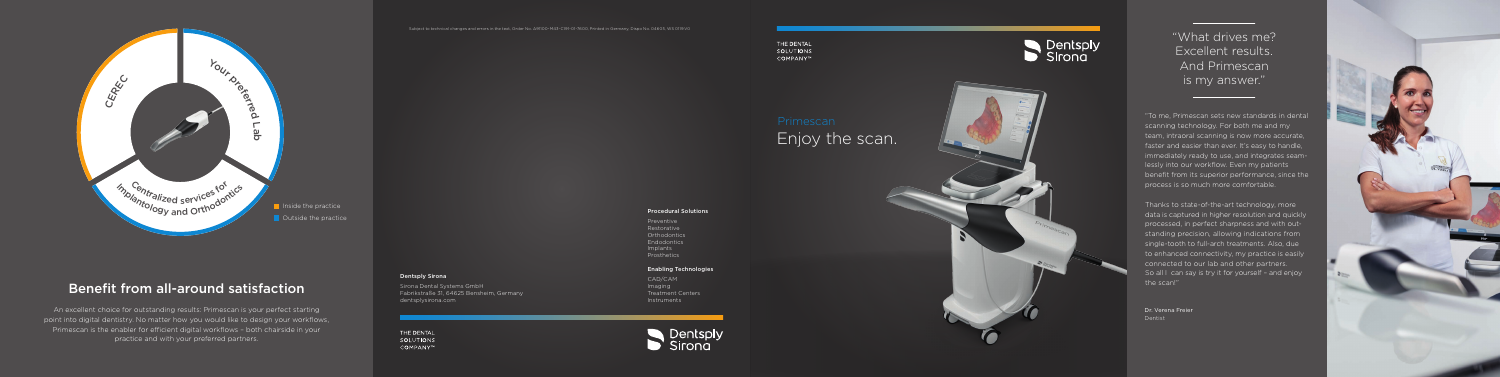CEREC

Your preferred Lab

Centralized services for Implantology and Orthodontics

Inside the practice

Outside the practice

## Benefit from all-around satisfaction

An excellent choice for outstanding results: Primescan is your perfect starting point into digital dentistry. No matter how you would like to design your workflows, Primescan is the enabler for efficient digital workflows – both chairside in your practice and with your preferred partners.

Subject to technical changes and errors in the text. Order No. (ΑΜ000-1043-D01-10-7600) Printed in Germany. Dispo No. 04865 WS 0319 (0)

**Dentsply Sirona**

Sirona Dental Systems GmbH
Fabrikstraße 31, 64625 Bensheim, Germany
dentsplysirona.com

**Procedural Solutions**

Preventive
Restorative
Orthodontics
Endodontics
Implants
Prosthetics

**Enabling Technologies**

CAD/CAM
Imaging
Treatment Centers
Instruments

THE DENTAL SOLUTIONS COMPANY™

Dentsply Sirona

THE DENTAL SOLUTIONS COMPANY™

Dentsply Sirona

Primescan

# Enjoy the scan.

"What drives me? Excellent results. And Primescan is my answer."

"To me, Primescan sets new standards in dental scanning technology. For both me and my team, intraoral scanning is now more accurate, faster and easier than ever. It's easy to handle, immediately ready to use, and integrates seamlessly into our workflow. Even my patients benefit from its superior performance, since the process is so much more comfortable.

Thanks to state-of-the-art technology, more data is captured in higher resolution and quickly processed, in perfect sharpness and with outstanding precision, allowing indications from single-tooth to full-arch treatments. Also, due to enhanced connectivity, my practice is easily connected to our lab and other partners. So all I can say is try it for yourself – and enjoy the scan!"

**Dr. Verena Freier**
Dentist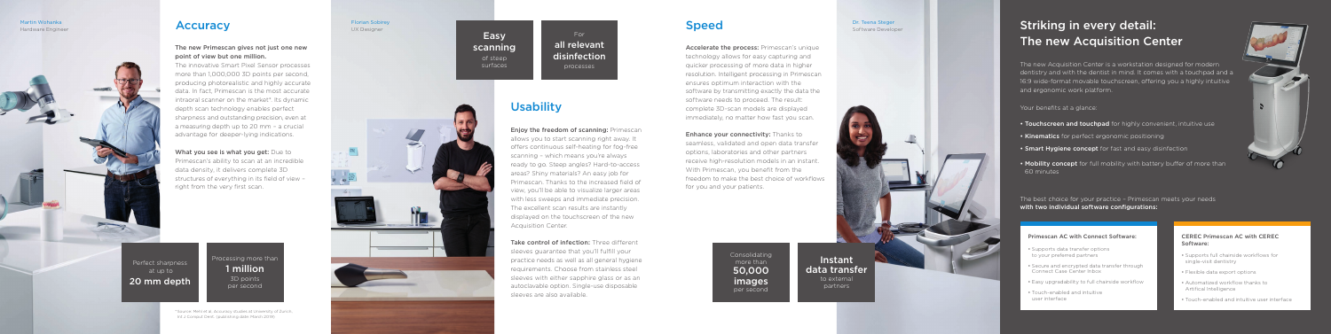Martin Wshanka
Hardware Engineer

## Accuracy

**The new Primescan gives not just one new point of view but one million.**

The innovative Smart Pixel Sensor processes more than 1,000,000 3D points per second, producing photorealistic and highly accurate data. In fact, Primescan is the most accurate intraoral scanner on the market*. Its dynamic depth scan technology enables perfect sharpness and outstanding precision, even at a measuring depth up to 20 mm – a crucial advantage for deeper-lying indications.

**What you see is what you get:** Due to Primescan's ability to scan at an incredible data density, it delivers complete 3D structures of everything in its field of view – right from the very first scan.

Perfect sharpness at up to **20 mm depth**

Processing more than **1 million** 3D points per second

*Source: Mehl et al. Accuracy studies at University of Zurich, Int J Comput Dent. (publishing date March 2019)

Florian Sobirey
UX Designer

**Easy scanning** of steep surfaces

For **all relevant disinfection** processes

## Usability

**Enjoy the freedom of scanning:** Primescan allows you to start scanning right away. It offers continuous self-heating for fog-free scanning – which means you're always ready to go. Steep angles? Hard-to-access areas? Shiny materials? An easy job for Primescan. Thanks to the increased field of view, you'll be able to visualize larger areas with less sweeps and immediate precision. The excellent scan results are instantly displayed on the touchscreen of the new Acquisition Center.

**Take control of infection:** Three different sleeves guarantee that you'll fulfill your practice needs as well as all general hygiene requirements. Choose from stainless steel sleeves with either sapphire glass or as an autoclavable option. Single-use disposable sleeves are also available.

## Speed

**Accelerate the process:** Primescan's unique technology allows for easy capturing and quicker processing of more data in higher resolution. Intelligent processing in Primescan ensures optimum interaction with the software by transmitting exactly the data the software needs to proceed. The result: complete 3D-scan models are displayed immediately, no matter how fast you scan.

**Enhance your connectivity:** Thanks to seamless, validated and open data transfer options, laboratories and other partners receive high-resolution models in an instant. With Primescan, you benefit from the freedom to make the best choice of workflows for you and your patients.

Consolidating more than **50,000 images** per second

**Instant data transfer** to external partners

Dr. Tesna Steger
Software Developer

## Striking in every detail: The new Acquisition Center

The new Acquisition Center is a workstation designed for modern dentistry and with the dentist in mind. It comes with a touchpad and a 16:9 wide-format movable touchscreen, offering you a highly intuitive and ergonomic work platform.

Your benefits at a glance:

- **Touchscreen and touchpad** for highly convenient, intuitive use
- **Kinematics** for perfect ergonomic positioning
- **Smart Hygiene concept** for fast and easy disinfection
- **Mobility concept** for full mobility with battery buffer of more than 60 minutes

The best choice for your practice – Primescan meets your needs **with two individual software configurations:**

**Primescan AC with Connect Software:**

- Supports data transfer options to your preferred partners
- Secure and encrypted data transfer through Connect Case Center Inbox
- Easy upgradeability to full chairside workflow
- Touch-enabled and intuitive user interface

**CEREC Primescan AC with CEREC Software:**

- Supports full chairside workflows for single-visit dentistry
- Flexible data export options
- Automatized workflow thanks to Artifical Intelligence
- Touch-enabled and intuitive user interface